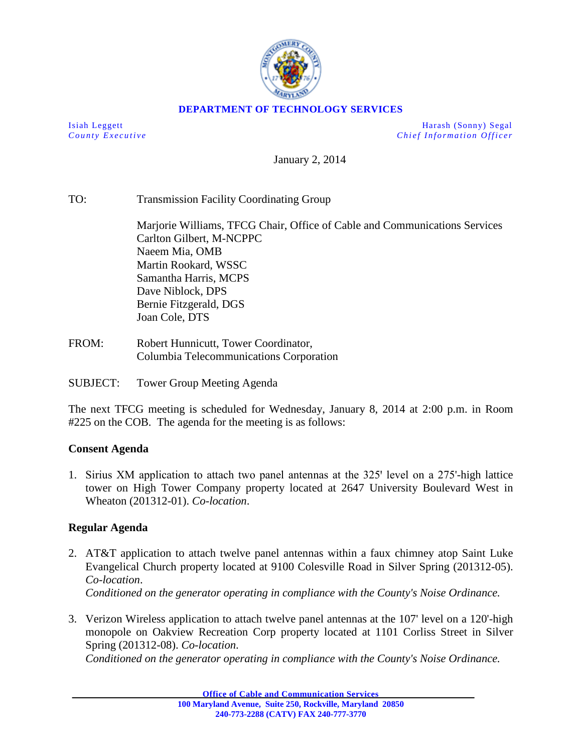**DEPARTMENT OF TECHNOLOGY SERVICES**

Isiah Leggett
*County Executive*

Harash (Sonny) Segal
*Chief Information Officer*

January 2, 2014

TO: Transmission Facility Coordinating Group

Marjorie Williams, TFCG Chair, Office of Cable and Communications Services
Carlton Gilbert, M-NCPPC
Naeem Mia, OMB
Martin Rookard, WSSC
Samantha Harris, MCPS
Dave Niblock, DPS
Bernie Fitzgerald, DGS
Joan Cole, DTS

FROM: Robert Hunnicutt, Tower Coordinator,
Columbia Telecommunications Corporation

SUBJECT: Tower Group Meeting Agenda

The next TFCG meeting is scheduled for Wednesday, January 8, 2014 at 2:00 p.m. in Room #225 on the COB. The agenda for the meeting is as follows:

**Consent Agenda**

1. Sirius XM application to attach two panel antennas at the 325' level on a 275'-high lattice tower on High Tower Company property located at 2647 University Boulevard West in Wheaton (201312-01). *Co-location*.

**Regular Agenda**

2. AT&T application to attach twelve panel antennas within a faux chimney atop Saint Luke Evangelical Church property located at 9100 Colesville Road in Silver Spring (201312-05). *Co-location*.
   *Conditioned on the generator operating in compliance with the County's Noise Ordinance.*

3. Verizon Wireless application to attach twelve panel antennas at the 107' level on a 120'-high monopole on Oakview Recreation Corp property located at 1101 Corliss Street in Silver Spring (201312-08). *Co-location*.
   *Conditioned on the generator operating in compliance with the County's Noise Ordinance.*

**Office of Cable and Communication Services**
**100 Maryland Avenue, Suite 250, Rockville, Maryland 20850**
**240-773-2288 (CATV) FAX 240-777-3770**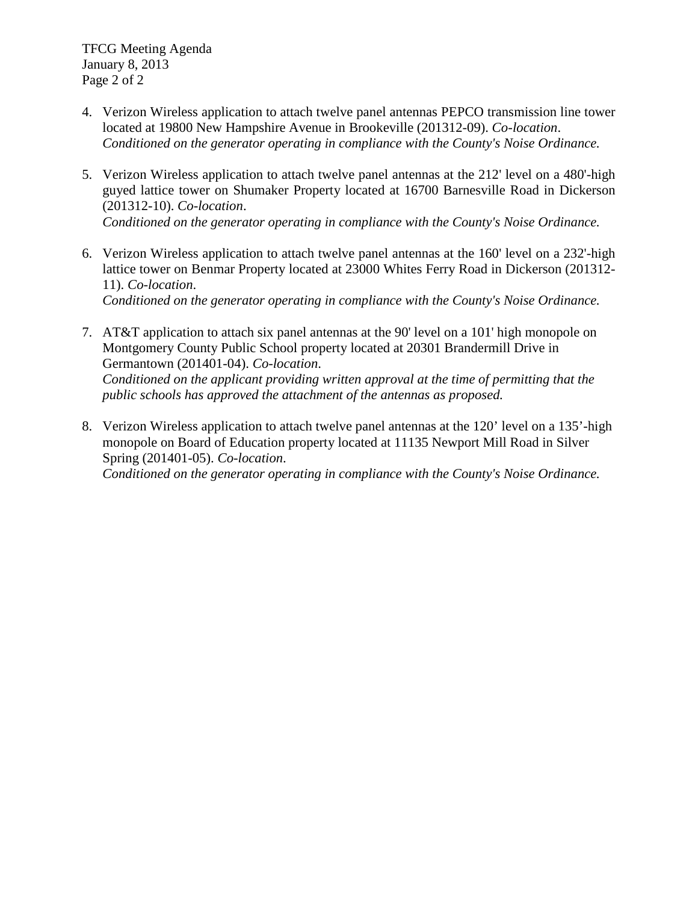4. Verizon Wireless application to attach twelve panel antennas PEPCO transmission line tower located at 19800 New Hampshire Avenue in Brookeville (201312-09). *Co-location*.
   *Conditioned on the generator operating in compliance with the County's Noise Ordinance.*

5. Verizon Wireless application to attach twelve panel antennas at the 212' level on a 480'-high guyed lattice tower on Shumaker Property located at 16700 Barnesville Road in Dickerson (201312-10). *Co-location*.
   *Conditioned on the generator operating in compliance with the County's Noise Ordinance.*

6. Verizon Wireless application to attach twelve panel antennas at the 160' level on a 232'-high lattice tower on Benmar Property located at 23000 Whites Ferry Road in Dickerson (201312-11). *Co-location*.
   *Conditioned on the generator operating in compliance with the County's Noise Ordinance.*

7. AT&T application to attach six panel antennas at the 90' level on a 101' high monopole on Montgomery County Public School property located at 20301 Brandermill Drive in Germantown (201401-04). *Co-location*.
   *Conditioned on the applicant providing written approval at the time of permitting that the public schools has approved the attachment of the antennas as proposed.*

8. Verizon Wireless application to attach twelve panel antennas at the 120' level on a 135'-high monopole on Board of Education property located at 11135 Newport Mill Road in Silver Spring (201401-05). *Co-location*.
   *Conditioned on the generator operating in compliance with the County's Noise Ordinance.*